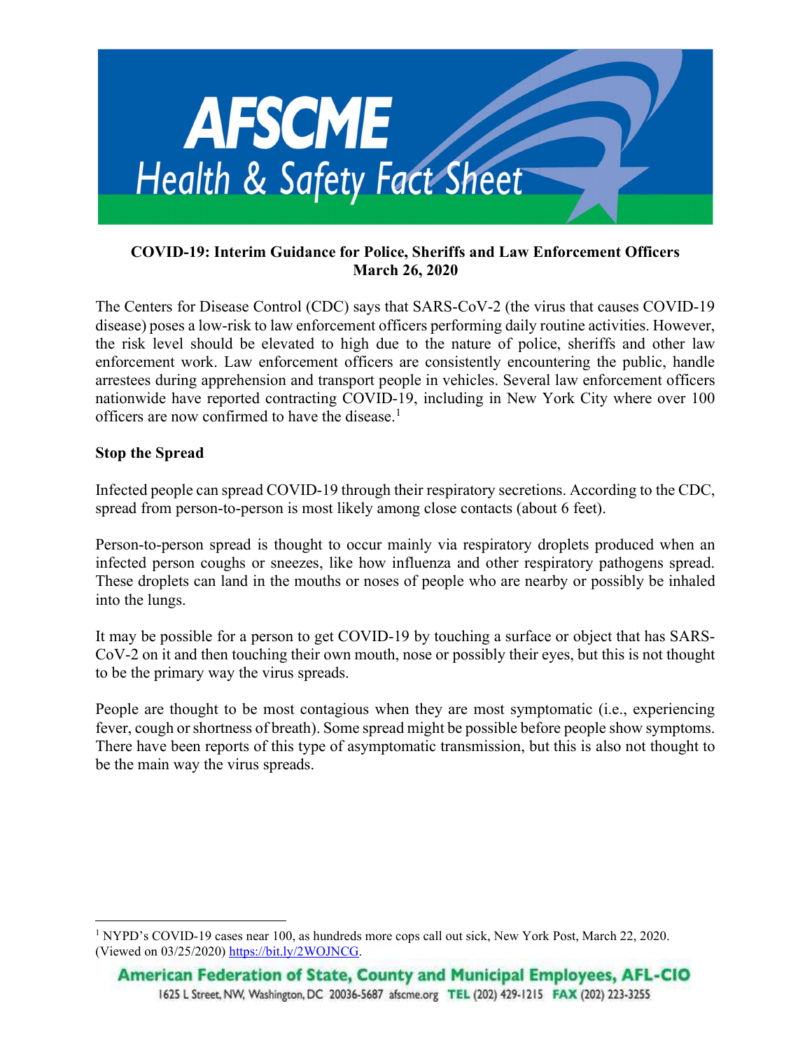# AFSCME Health & Safety Fact Sheet

**COVID-19: Interim Guidance for Police, Sheriffs and Law Enforcement Officers**
**March 26, 2020**

The Centers for Disease Control (CDC) says that SARS-CoV-2 (the virus that causes COVID-19 disease) poses a low-risk to law enforcement officers performing daily routine activities. However, the risk level should be elevated to high due to the nature of police, sheriffs and other law enforcement work. Law enforcement officers are consistently encountering the public, handle arrestees during apprehension and transport people in vehicles. Several law enforcement officers nationwide have reported contracting COVID-19, including in New York City where over 100 officers are now confirmed to have the disease.[1]

**Stop the Spread**

Infected people can spread COVID-19 through their respiratory secretions. According to the CDC, spread from person-to-person is most likely among close contacts (about 6 feet).

Person-to-person spread is thought to occur mainly via respiratory droplets produced when an infected person coughs or sneezes, like how influenza and other respiratory pathogens spread. These droplets can land in the mouths or noses of people who are nearby or possibly be inhaled into the lungs.

It may be possible for a person to get COVID-19 by touching a surface or object that has SARS-CoV-2 on it and then touching their own mouth, nose or possibly their eyes, but this is not thought to be the primary way the virus spreads.

People are thought to be most contagious when they are most symptomatic (i.e., experiencing fever, cough or shortness of breath). Some spread might be possible before people show symptoms. There have been reports of this type of asymptomatic transmission, but this is also not thought to be the main way the virus spreads.

---

[1] NYPD's COVID-19 cases near 100, as hundreds more cops call out sick, New York Post, March 22, 2020. (Viewed on 03/25/2020) https://bit.ly/2WOJNCG.

American Federation of State, County and Municipal Employees, AFL-CIO
1625 L Street, NW, Washington, DC 20036-5687 afscme.org TEL (202) 429-1215 FAX (202) 223-3255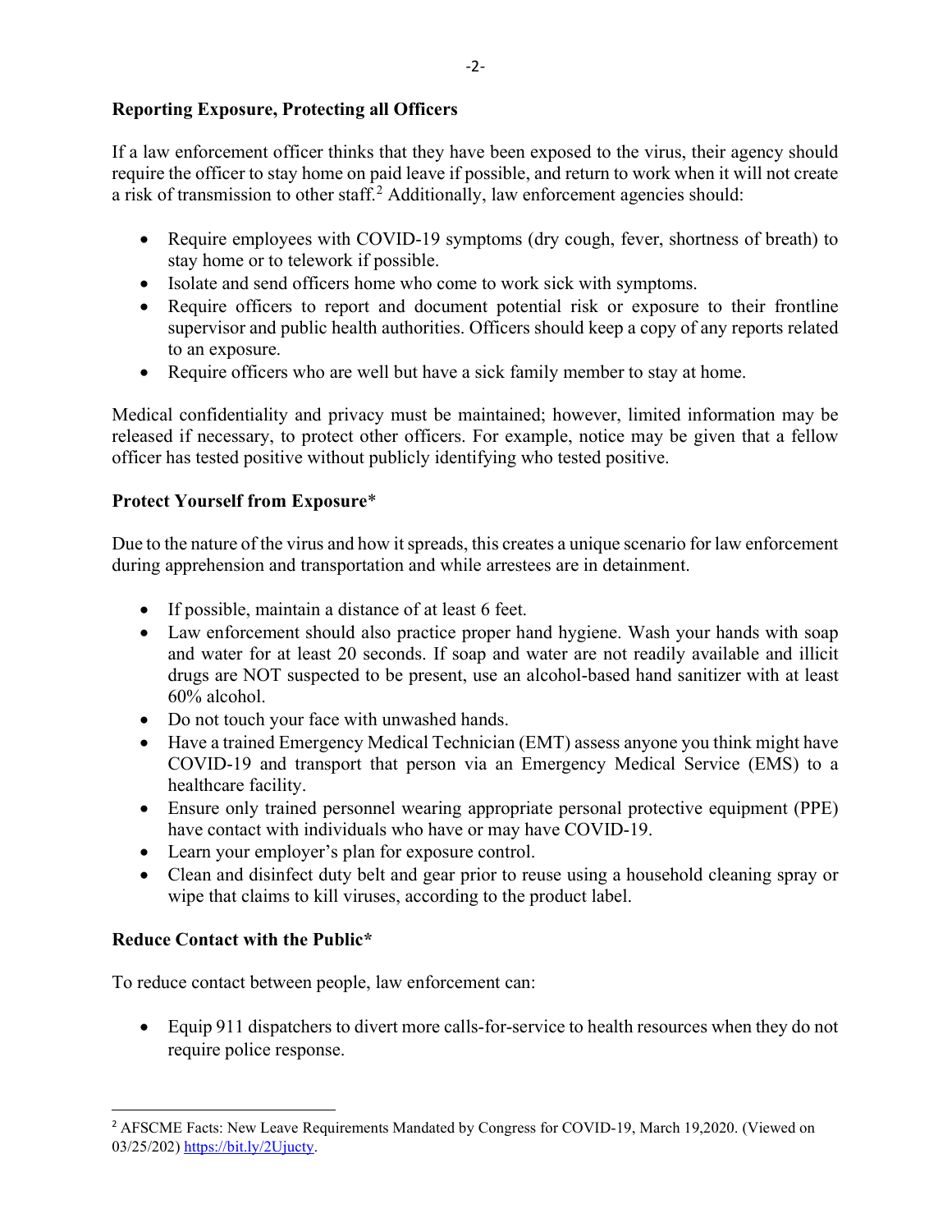**Reporting Exposure, Protecting all Officers**

If a law enforcement officer thinks that they have been exposed to the virus, their agency should require the officer to stay home on paid leave if possible, and return to work when it will not create a risk of transmission to other staff.[2] Additionally, law enforcement agencies should:

- Require employees with COVID-19 symptoms (dry cough, fever, shortness of breath) to stay home or to telework if possible.
- Isolate and send officers home who come to work sick with symptoms.
- Require officers to report and document potential risk or exposure to their frontline supervisor and public health authorities. Officers should keep a copy of any reports related to an exposure.
- Require officers who are well but have a sick family member to stay at home.

Medical confidentiality and privacy must be maintained; however, limited information may be released if necessary, to protect other officers. For example, notice may be given that a fellow officer has tested positive without publicly identifying who tested positive.

**Protect Yourself from Exposure***

Due to the nature of the virus and how it spreads, this creates a unique scenario for law enforcement during apprehension and transportation and while arrestees are in detainment.

- If possible, maintain a distance of at least 6 feet.
- Law enforcement should also practice proper hand hygiene. Wash your hands with soap and water for at least 20 seconds. If soap and water are not readily available and illicit drugs are NOT suspected to be present, use an alcohol-based hand sanitizer with at least 60% alcohol.
- Do not touch your face with unwashed hands.
- Have a trained Emergency Medical Technician (EMT) assess anyone you think might have COVID-19 and transport that person via an Emergency Medical Service (EMS) to a healthcare facility.
- Ensure only trained personnel wearing appropriate personal protective equipment (PPE) have contact with individuals who have or may have COVID-19.
- Learn your employer's plan for exposure control.
- Clean and disinfect duty belt and gear prior to reuse using a household cleaning spray or wipe that claims to kill viruses, according to the product label.

**Reduce Contact with the Public***

To reduce contact between people, law enforcement can:

- Equip 911 dispatchers to divert more calls-for-service to health resources when they do not require police response.

---

[2] AFSCME Facts: New Leave Requirements Mandated by Congress for COVID-19, March 19,2020. (Viewed on 03/25/202) https://bit.ly/2Ujucty.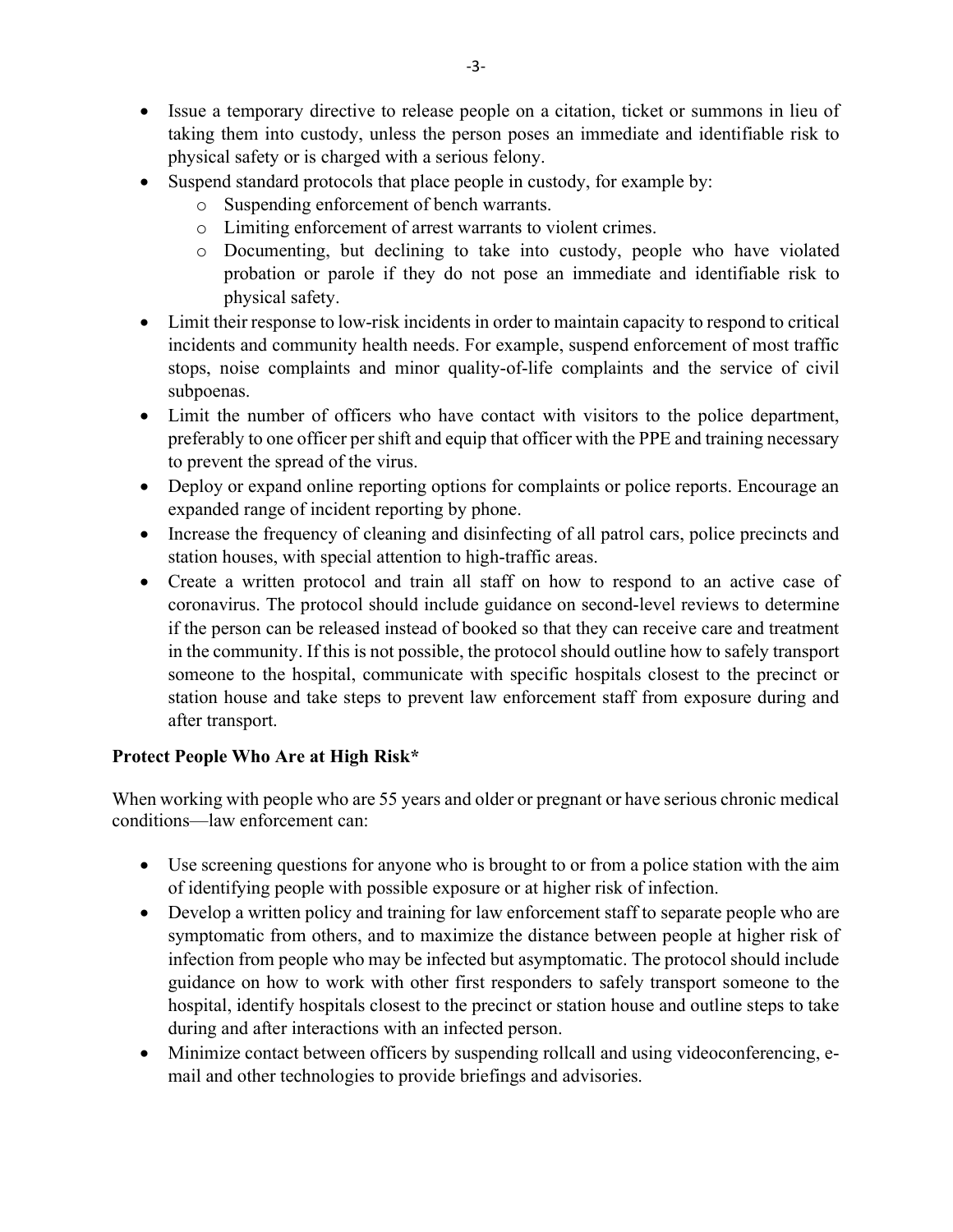- Issue a temporary directive to release people on a citation, ticket or summons in lieu of taking them into custody, unless the person poses an immediate and identifiable risk to physical safety or is charged with a serious felony.
- Suspend standard protocols that place people in custody, for example by:
    - Suspending enforcement of bench warrants.
    - Limiting enforcement of arrest warrants to violent crimes.
    - Documenting, but declining to take into custody, people who have violated probation or parole if they do not pose an immediate and identifiable risk to physical safety.
- Limit their response to low-risk incidents in order to maintain capacity to respond to critical incidents and community health needs. For example, suspend enforcement of most traffic stops, noise complaints and minor quality-of-life complaints and the service of civil subpoenas.
- Limit the number of officers who have contact with visitors to the police department, preferably to one officer per shift and equip that officer with the PPE and training necessary to prevent the spread of the virus.
- Deploy or expand online reporting options for complaints or police reports. Encourage an expanded range of incident reporting by phone.
- Increase the frequency of cleaning and disinfecting of all patrol cars, police precincts and station houses, with special attention to high-traffic areas.
- Create a written protocol and train all staff on how to respond to an active case of coronavirus. The protocol should include guidance on second-level reviews to determine if the person can be released instead of booked so that they can receive care and treatment in the community. If this is not possible, the protocol should outline how to safely transport someone to the hospital, communicate with specific hospitals closest to the precinct or station house and take steps to prevent law enforcement staff from exposure during and after transport.

**Protect People Who Are at High Risk***

When working with people who are 55 years and older or pregnant or have serious chronic medical conditions—law enforcement can:

- Use screening questions for anyone who is brought to or from a police station with the aim of identifying people with possible exposure or at higher risk of infection.
- Develop a written policy and training for law enforcement staff to separate people who are symptomatic from others, and to maximize the distance between people at higher risk of infection from people who may be infected but asymptomatic. The protocol should include guidance on how to work with other first responders to safely transport someone to the hospital, identify hospitals closest to the precinct or station house and outline steps to take during and after interactions with an infected person.
- Minimize contact between officers by suspending rollcall and using videoconferencing, e-mail and other technologies to provide briefings and advisories.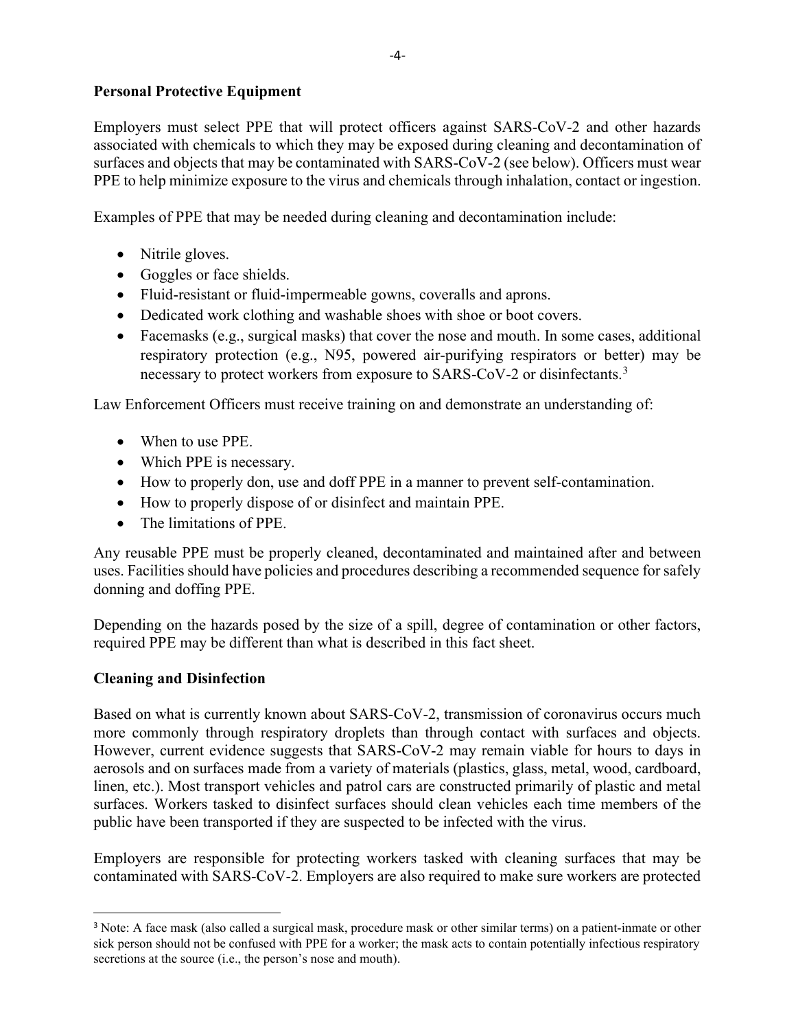## Personal Protective Equipment

Employers must select PPE that will protect officers against SARS-CoV-2 and other hazards associated with chemicals to which they may be exposed during cleaning and decontamination of surfaces and objects that may be contaminated with SARS-CoV-2 (see below). Officers must wear PPE to help minimize exposure to the virus and chemicals through inhalation, contact or ingestion.

Examples of PPE that may be needed during cleaning and decontamination include:

- Nitrile gloves.
- Goggles or face shields.
- Fluid-resistant or fluid-impermeable gowns, coveralls and aprons.
- Dedicated work clothing and washable shoes with shoe or boot covers.
- Facemasks (e.g., surgical masks) that cover the nose and mouth. In some cases, additional respiratory protection (e.g., N95, powered air-purifying respirators or better) may be necessary to protect workers from exposure to SARS-CoV-2 or disinfectants.[3]

Law Enforcement Officers must receive training on and demonstrate an understanding of:

- When to use PPE.
- Which PPE is necessary.
- How to properly don, use and doff PPE in a manner to prevent self-contamination.
- How to properly dispose of or disinfect and maintain PPE.
- The limitations of PPE.

Any reusable PPE must be properly cleaned, decontaminated and maintained after and between uses. Facilities should have policies and procedures describing a recommended sequence for safely donning and doffing PPE.

Depending on the hazards posed by the size of a spill, degree of contamination or other factors, required PPE may be different than what is described in this fact sheet.

## Cleaning and Disinfection

Based on what is currently known about SARS-CoV-2, transmission of coronavirus occurs much more commonly through respiratory droplets than through contact with surfaces and objects. However, current evidence suggests that SARS-CoV-2 may remain viable for hours to days in aerosols and on surfaces made from a variety of materials (plastics, glass, metal, wood, cardboard, linen, etc.). Most transport vehicles and patrol cars are constructed primarily of plastic and metal surfaces. Workers tasked to disinfect surfaces should clean vehicles each time members of the public have been transported if they are suspected to be infected with the virus.

Employers are responsible for protecting workers tasked with cleaning surfaces that may be contaminated with SARS-CoV-2. Employers are also required to make sure workers are protected

[3] Note: A face mask (also called a surgical mask, procedure mask or other similar terms) on a patient-inmate or other sick person should not be confused with PPE for a worker; the mask acts to contain potentially infectious respiratory secretions at the source (i.e., the person's nose and mouth).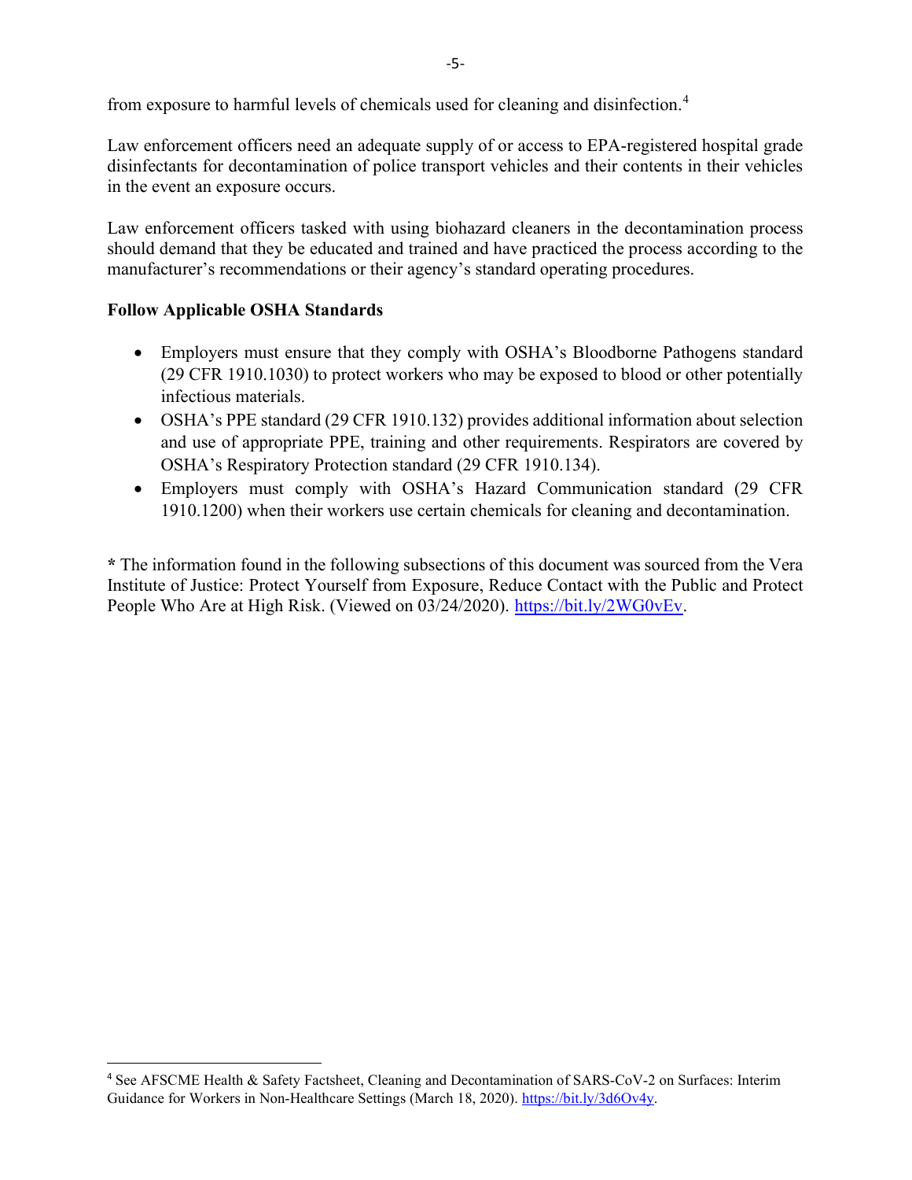from exposure to harmful levels of chemicals used for cleaning and disinfection.[4]

Law enforcement officers need an adequate supply of or access to EPA-registered hospital grade disinfectants for decontamination of police transport vehicles and their contents in their vehicles in the event an exposure occurs.

Law enforcement officers tasked with using biohazard cleaners in the decontamination process should demand that they be educated and trained and have practiced the process according to the manufacturer's recommendations or their agency's standard operating procedures.

**Follow Applicable OSHA Standards**

- Employers must ensure that they comply with OSHA's Bloodborne Pathogens standard (29 CFR 1910.1030) to protect workers who may be exposed to blood or other potentially infectious materials.
- OSHA's PPE standard (29 CFR 1910.132) provides additional information about selection and use of appropriate PPE, training and other requirements. Respirators are covered by OSHA's Respiratory Protection standard (29 CFR 1910.134).
- Employers must comply with OSHA's Hazard Communication standard (29 CFR 1910.1200) when their workers use certain chemicals for cleaning and decontamination.

**\*** The information found in the following subsections of this document was sourced from the Vera Institute of Justice: Protect Yourself from Exposure, Reduce Contact with the Public and Protect People Who Are at High Risk. (Viewed on 03/24/2020). https://bit.ly/2WG0vEv.

---

[4] See AFSCME Health & Safety Factsheet, Cleaning and Decontamination of SARS-CoV-2 on Surfaces: Interim Guidance for Workers in Non-Healthcare Settings (March 18, 2020). https://bit.ly/3d6Ov4y.